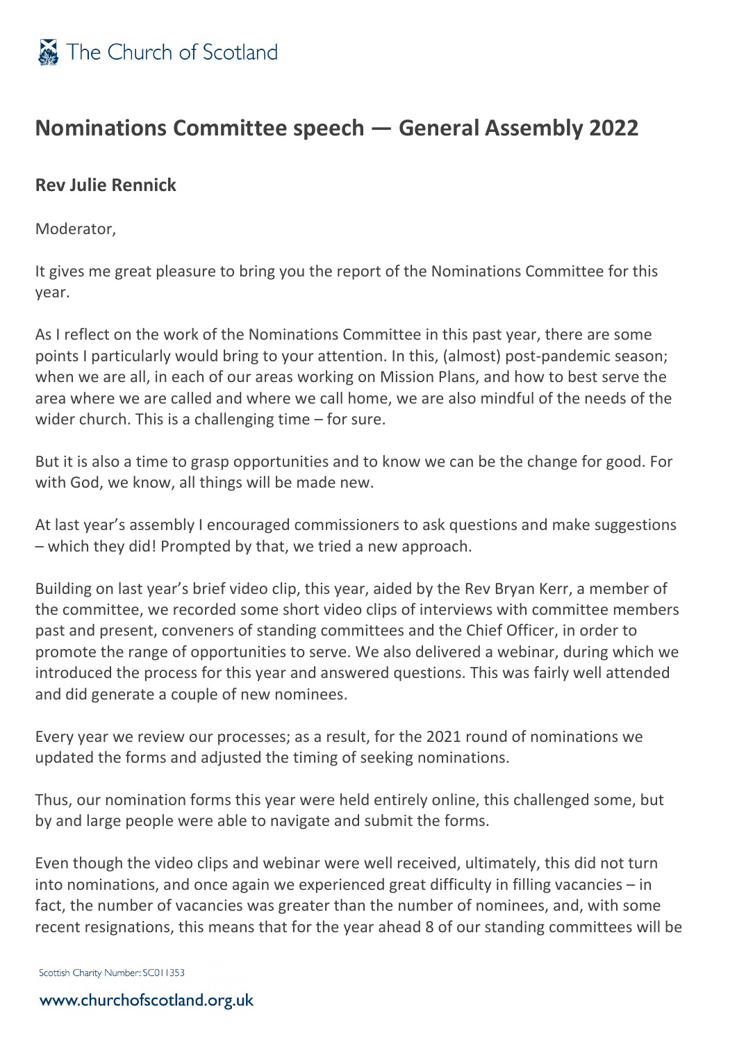# Nominations Committee speech — General Assembly 2022

## Rev Julie Rennick

Moderator,

It gives me great pleasure to bring you the report of the Nominations Committee for this year.

As I reflect on the work of the Nominations Committee in this past year, there are some points I particularly would bring to your attention. In this, (almost) post-pandemic season; when we are all, in each of our areas working on Mission Plans, and how to best serve the area where we are called and where we call home, we are also mindful of the needs of the wider church. This is a challenging time – for sure.

But it is also a time to grasp opportunities and to know we can be the change for good. For with God, we know, all things will be made new.

At last year's assembly I encouraged commissioners to ask questions and make suggestions – which they did! Prompted by that, we tried a new approach.

Building on last year's brief video clip, this year, aided by the Rev Bryan Kerr, a member of the committee, we recorded some short video clips of interviews with committee members past and present, conveners of standing committees and the Chief Officer, in order to promote the range of opportunities to serve. We also delivered a webinar, during which we introduced the process for this year and answered questions. This was fairly well attended and did generate a couple of new nominees.

Every year we review our processes; as a result, for the 2021 round of nominations we updated the forms and adjusted the timing of seeking nominations.

Thus, our nomination forms this year were held entirely online, this challenged some, but by and large people were able to navigate and submit the forms.

Even though the video clips and webinar were well received, ultimately, this did not turn into nominations, and once again we experienced great difficulty in filling vacancies – in fact, the number of vacancies was greater than the number of nominees, and, with some recent resignations, this means that for the year ahead 8 of our standing committees will be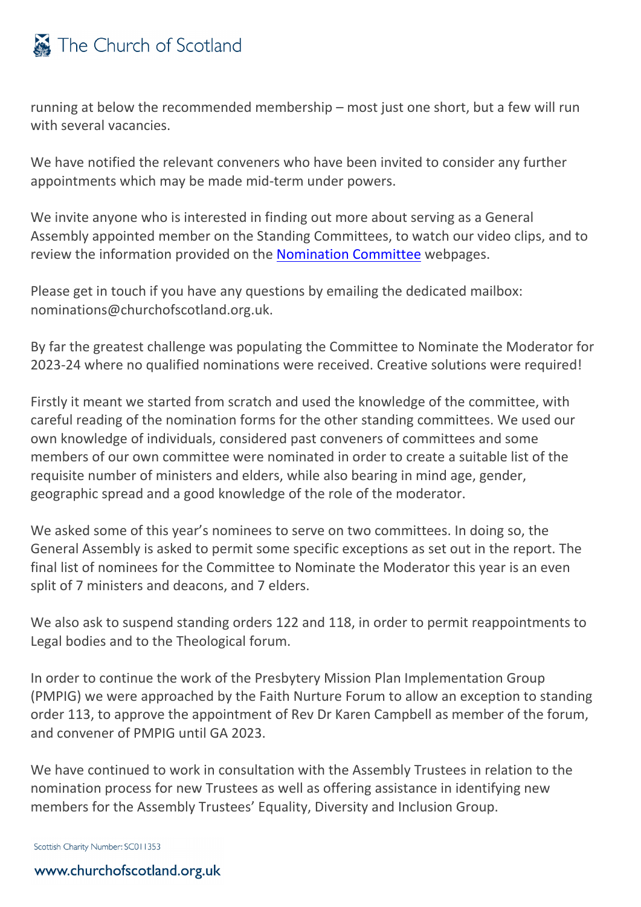running at below the recommended membership – most just one short, but a few will run with several vacancies.

We have notified the relevant conveners who have been invited to consider any further appointments which may be made mid-term under powers.

We invite anyone who is interested in finding out more about serving as a General Assembly appointed member on the Standing Committees, to watch our video clips, and to review the information provided on the [Nomination Committee] webpages.

Please get in touch if you have any questions by emailing the dedicated mailbox: nominations@churchofscotland.org.uk.

By far the greatest challenge was populating the Committee to Nominate the Moderator for 2023-24 where no qualified nominations were received. Creative solutions were required!

Firstly it meant we started from scratch and used the knowledge of the committee, with careful reading of the nomination forms for the other standing committees. We used our own knowledge of individuals, considered past conveners of committees and some members of our own committee were nominated in order to create a suitable list of the requisite number of ministers and elders, while also bearing in mind age, gender, geographic spread and a good knowledge of the role of the moderator.

We asked some of this year's nominees to serve on two committees. In doing so, the General Assembly is asked to permit some specific exceptions as set out in the report. The final list of nominees for the Committee to Nominate the Moderator this year is an even split of 7 ministers and deacons, and 7 elders.

We also ask to suspend standing orders 122 and 118, in order to permit reappointments to Legal bodies and to the Theological forum.

In order to continue the work of the Presbytery Mission Plan Implementation Group (PMPIG) we were approached by the Faith Nurture Forum to allow an exception to standing order 113, to approve the appointment of Rev Dr Karen Campbell as member of the forum, and convener of PMPIG until GA 2023.

We have continued to work in consultation with the Assembly Trustees in relation to the nomination process for new Trustees as well as offering assistance in identifying new members for the Assembly Trustees' Equality, Diversity and Inclusion Group.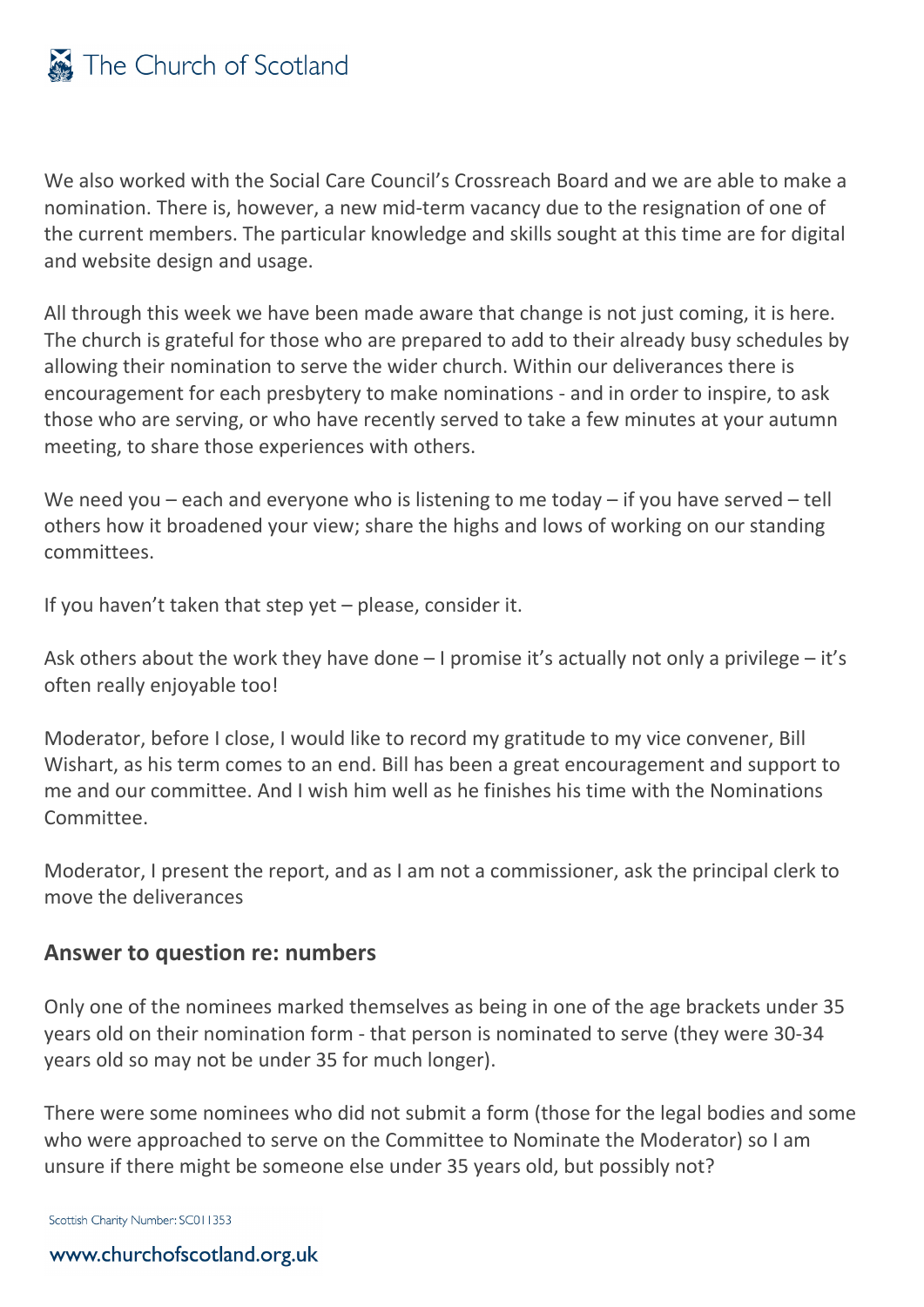We also worked with the Social Care Council's Crossreach Board and we are able to make a nomination. There is, however, a new mid-term vacancy due to the resignation of one of the current members. The particular knowledge and skills sought at this time are for digital and website design and usage.

All through this week we have been made aware that change is not just coming, it is here. The church is grateful for those who are prepared to add to their already busy schedules by allowing their nomination to serve the wider church. Within our deliverances there is encouragement for each presbytery to make nominations - and in order to inspire, to ask those who are serving, or who have recently served to take a few minutes at your autumn meeting, to share those experiences with others.

We need you – each and everyone who is listening to me today – if you have served – tell others how it broadened your view; share the highs and lows of working on our standing committees.

If you haven't taken that step yet – please, consider it.

Ask others about the work they have done – I promise it's actually not only a privilege – it's often really enjoyable too!

Moderator, before I close, I would like to record my gratitude to my vice convener, Bill Wishart, as his term comes to an end. Bill has been a great encouragement and support to me and our committee. And I wish him well as he finishes his time with the Nominations Committee.

Moderator, I present the report, and as I am not a commissioner, ask the principal clerk to move the deliverances

## Answer to question re: numbers

Only one of the nominees marked themselves as being in one of the age brackets under 35 years old on their nomination form - that person is nominated to serve (they were 30-34 years old so may not be under 35 for much longer).

There were some nominees who did not submit a form (those for the legal bodies and some who were approached to serve on the Committee to Nominate the Moderator) so I am unsure if there might be someone else under 35 years old, but possibly not?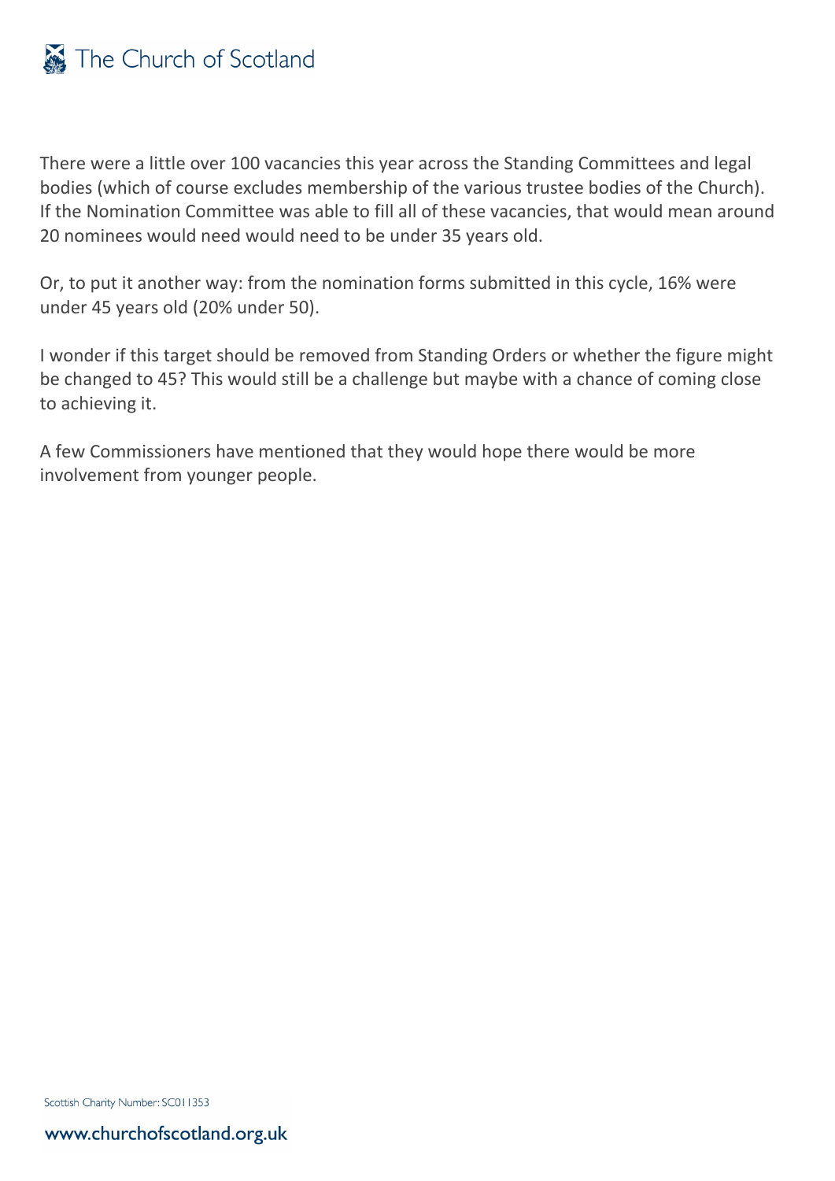There were a little over 100 vacancies this year across the Standing Committees and legal bodies (which of course excludes membership of the various trustee bodies of the Church). If the Nomination Committee was able to fill all of these vacancies, that would mean around 20 nominees would need would need to be under 35 years old.

Or, to put it another way: from the nomination forms submitted in this cycle, 16% were under 45 years old (20% under 50).

I wonder if this target should be removed from Standing Orders or whether the figure might be changed to 45? This would still be a challenge but maybe with a chance of coming close to achieving it.

A few Commissioners have mentioned that they would hope there would be more involvement from younger people.